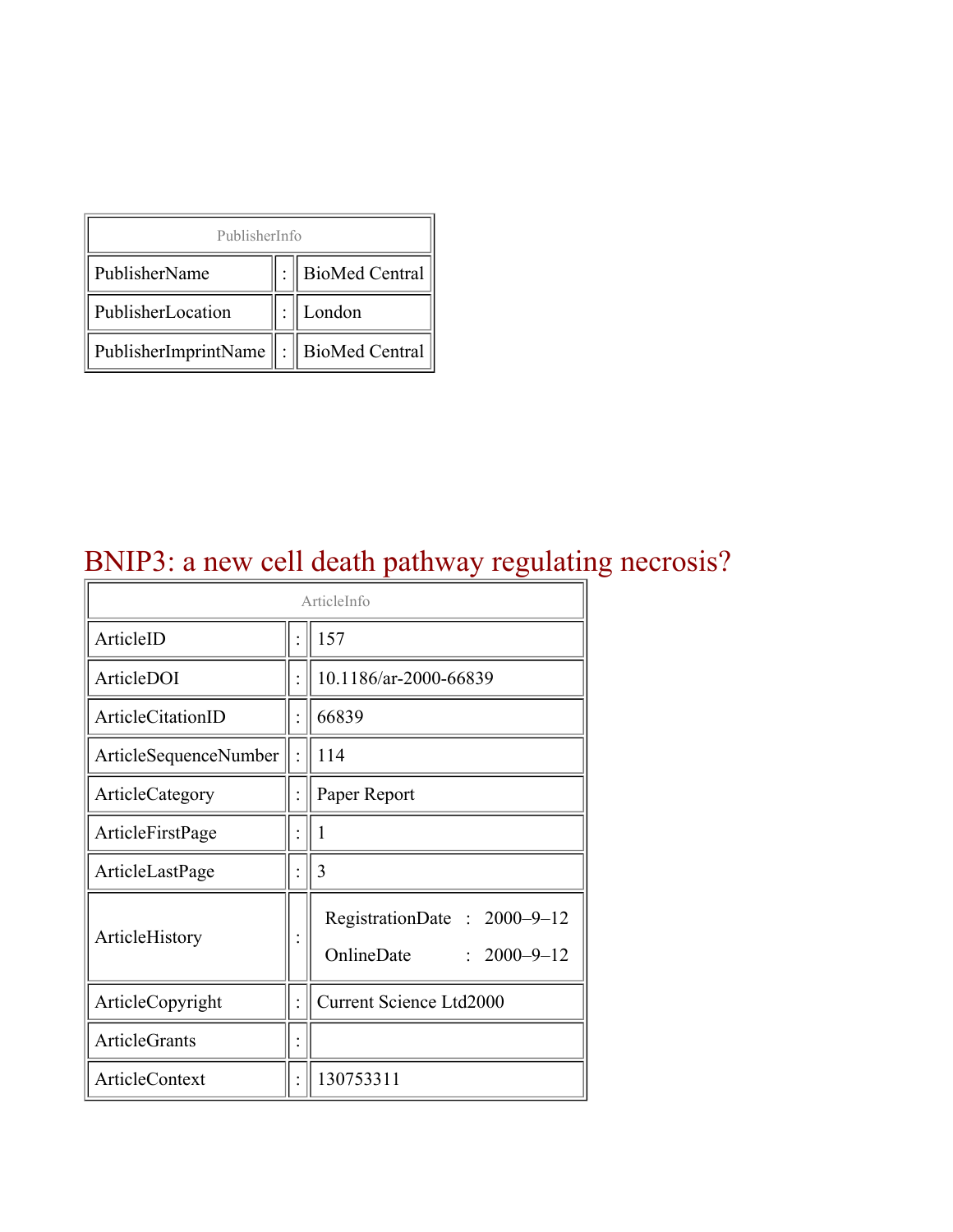| PublisherInfo | | |
|---|---|---|
| PublisherName | : | BioMed Central |
| PublisherLocation | : | London |
| PublisherImprintName | : | BioMed Central |

# BNIP3: a new cell death pathway regulating necrosis?

| ArticleInfo | | |
|---|---|---|
| ArticleID | : | 157 |
| ArticleDOI | : | 10.1186/ar-2000-66839 |
| ArticleCitationID | : | 66839 |
| ArticleSequenceNumber | : | 114 |
| ArticleCategory | : | Paper Report |
| ArticleFirstPage | : | 1 |
| ArticleLastPage | : | 3 |
| ArticleHistory | : | RegistrationDate : 2000–9–12<br>OnlineDate : 2000–9–12 |
| ArticleCopyright | : | Current Science Ltd2000 |
| ArticleGrants | : | |
| ArticleContext | : | 130753311 |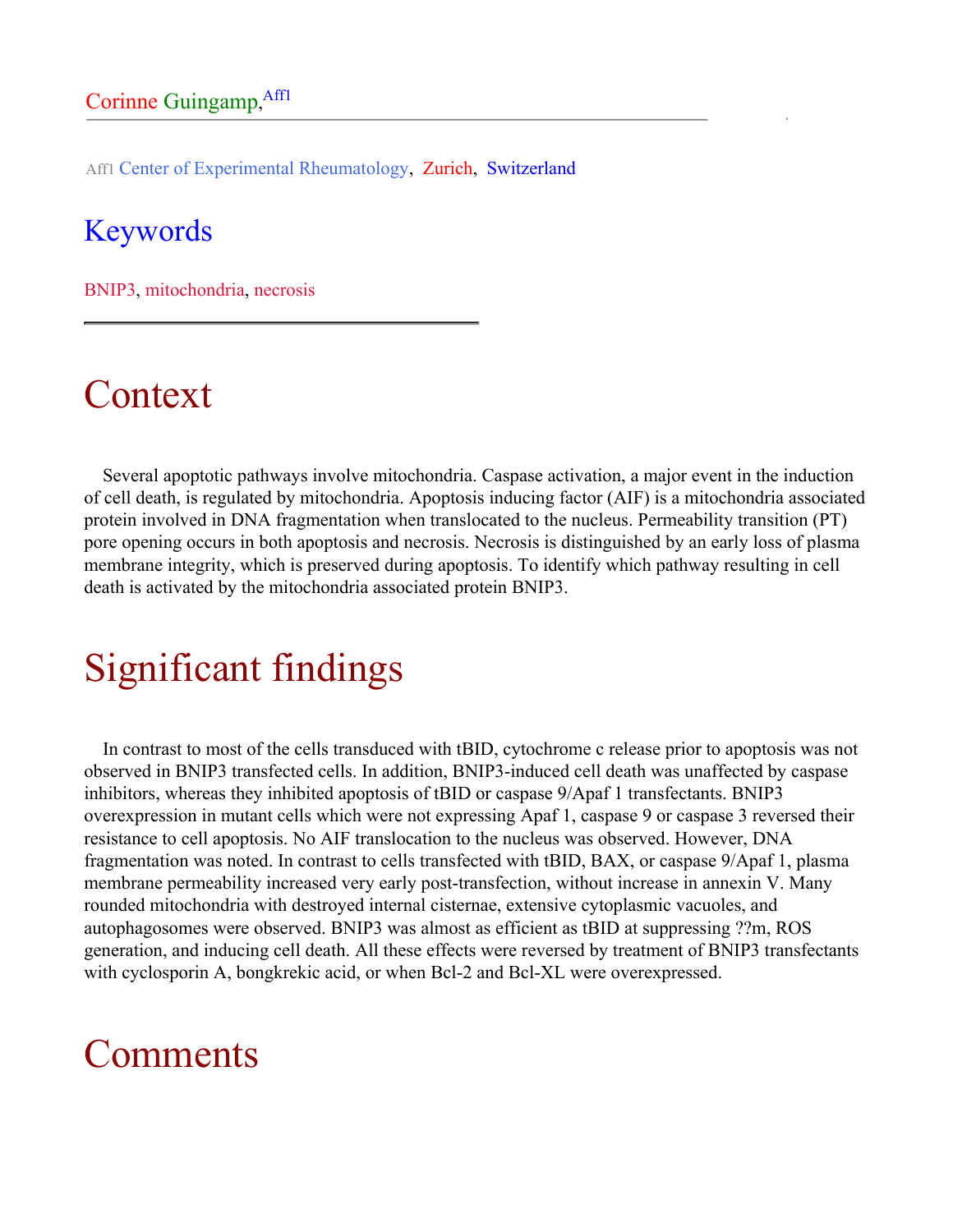Corinne Guingamp,[Aff1]

Aff1 Center of Experimental Rheumatology, Zurich, Switzerland

## Keywords

BNIP3, mitochondria, necrosis

# Context

Several apoptotic pathways involve mitochondria. Caspase activation, a major event in the induction of cell death, is regulated by mitochondria. Apoptosis inducing factor (AIF) is a mitochondria associated protein involved in DNA fragmentation when translocated to the nucleus. Permeability transition (PT) pore opening occurs in both apoptosis and necrosis. Necrosis is distinguished by an early loss of plasma membrane integrity, which is preserved during apoptosis. To identify which pathway resulting in cell death is activated by the mitochondria associated protein BNIP3.

# Significant findings

In contrast to most of the cells transduced with tBID, cytochrome c release prior to apoptosis was not observed in BNIP3 transfected cells. In addition, BNIP3-induced cell death was unaffected by caspase inhibitors, whereas they inhibited apoptosis of tBID or caspase 9/Apaf 1 transfectants. BNIP3 overexpression in mutant cells which were not expressing Apaf 1, caspase 9 or caspase 3 reversed their resistance to cell apoptosis. No AIF translocation to the nucleus was observed. However, DNA fragmentation was noted. In contrast to cells transfected with tBID, BAX, or caspase 9/Apaf 1, plasma membrane permeability increased very early post-transfection, without increase in annexin V. Many rounded mitochondria with destroyed internal cisternae, extensive cytoplasmic vacuoles, and autophagosomes were observed. BNIP3 was almost as efficient as tBID at suppressing ??m, ROS generation, and inducing cell death. All these effects were reversed by treatment of BNIP3 transfectants with cyclosporin A, bongkrekic acid, or when Bcl-2 and Bcl-XL were overexpressed.

# Comments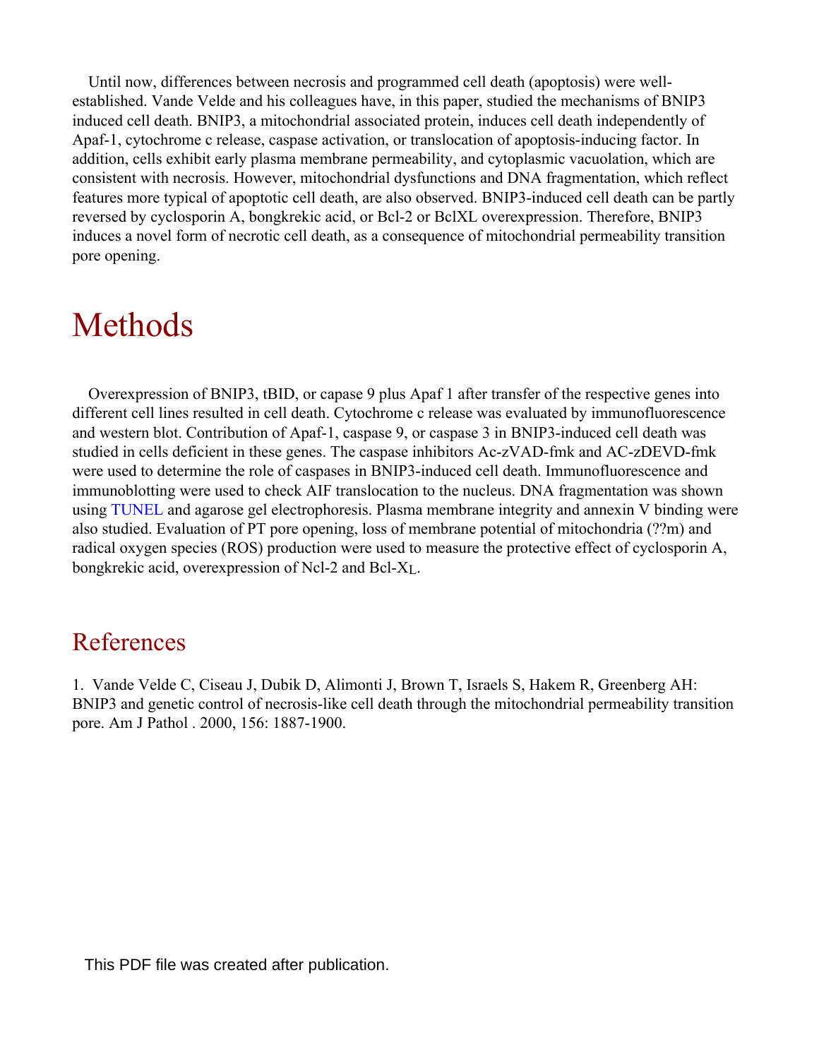Until now, differences between necrosis and programmed cell death (apoptosis) were well-established. Vande Velde and his colleagues have, in this paper, studied the mechanisms of BNIP3 induced cell death. BNIP3, a mitochondrial associated protein, induces cell death independently of Apaf-1, cytochrome c release, caspase activation, or translocation of apoptosis-inducing factor. In addition, cells exhibit early plasma membrane permeability, and cytoplasmic vacuolation, which are consistent with necrosis. However, mitochondrial dysfunctions and DNA fragmentation, which reflect features more typical of apoptotic cell death, are also observed. BNIP3-induced cell death can be partly reversed by cyclosporin A, bongkrekic acid, or Bcl-2 or BclXL overexpression. Therefore, BNIP3 induces a novel form of necrotic cell death, as a consequence of mitochondrial permeability transition pore opening.

# Methods

Overexpression of BNIP3, tBID, or capase 9 plus Apaf 1 after transfer of the respective genes into different cell lines resulted in cell death. Cytochrome c release was evaluated by immunofluorescence and western blot. Contribution of Apaf-1, caspase 9, or caspase 3 in BNIP3-induced cell death was studied in cells deficient in these genes. The caspase inhibitors Ac-zVAD-fmk and AC-zDEVD-fmk were used to determine the role of caspases in BNIP3-induced cell death. Immunofluorescence and immunoblotting were used to check AIF translocation to the nucleus. DNA fragmentation was shown using TUNEL and agarose gel electrophoresis. Plasma membrane integrity and annexin V binding were also studied. Evaluation of PT pore opening, loss of membrane potential of mitochondria (??m) and radical oxygen species (ROS) production were used to measure the protective effect of cyclosporin A, bongkrekic acid, overexpression of Ncl-2 and Bcl-$X_L$.

## References

1. Vande Velde C, Ciseau J, Dubik D, Alimonti J, Brown T, Israels S, Hakem R, Greenberg AH: BNIP3 and genetic control of necrosis-like cell death through the mitochondrial permeability transition pore. Am J Pathol . 2000, 156: 1887-1900.

This PDF file was created after publication.